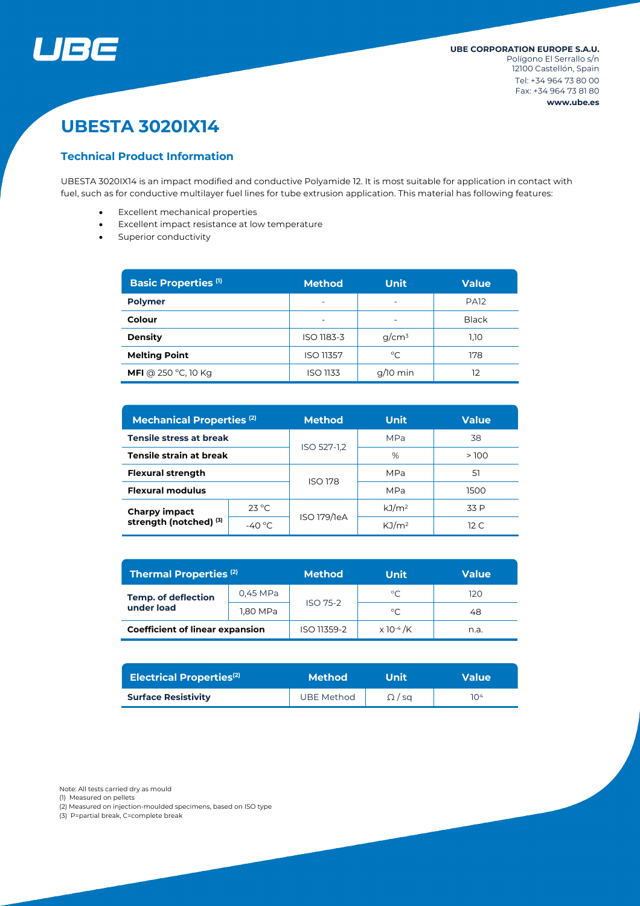UBE

**UBE CORPORATION EUROPE S.A.U.**
Polígono El Serrallo s/n
12100 Castellón, Spain
Tel: +34 964 73 80 00
Fax: +34 964 73 81 80
**www.ube.es**

# UBESTA 3020IX14

## Technical Product Information

UBESTA 3020IX14 is an impact modified and conductive Polyamide 12. It is most suitable for application in contact with fuel, such as for conductive multilayer fuel lines for tube extrusion application. This material has following features:

- Excellent mechanical properties
- Excellent impact resistance at low temperature
- Superior conductivity

| Basic Properties (1) | Method | Unit | Value |
|---|---|---|---|
| **Polymer** | - | - | PA12 |
| **Colour** | - | - | Black |
| **Density** | ISO 1183-3 | $g/cm^3$ | 1,10 |
| **Melting Point** | ISO 11357 | °C | 178 |
| **MFI** @ 250 °C, 10 Kg | ISO 1133 | g/10 min | 12 |

| Mechanical Properties (2) | | Method | Unit | Value |
|---|---|---|---|---|
| **Tensile stress at break** | | ISO 527-1,2 | MPa | 38 |
| **Tensile strain at break** | | | % | > 100 |
| **Flexural strength** | | ISO 178 | MPa | 51 |
| **Flexural modulus** | | | MPa | 1500 |
| **Charpy impact strength (notched) (3)** | 23 °C | ISO 179/1eA | $kJ/m^2$ | 33 P |
| | -40 °C | | $KJ/m^2$ | 12 C |

| Thermal Properties (2) | | Method | Unit | Value |
|---|---|---|---|---|
| **Temp. of deflection under load** | 0,45 MPa | ISO 75-2 | °C | 120 |
| | 1,80 MPa | | °C | 48 |
| **Coefficient of linear expansion** | | ISO 11359-2 | $x\,10^{-4}$ /K | n.a. |

| Electrical Properties(2) | Method | Unit | Value |
|---|---|---|---|
| **Surface Resistivity** | UBE Method | Ω / sq | $10^4$ |

Note: All tests carried dry as mould
(1) Measured on pellets
(2) Measured on injection-moulded specimens, based on ISO type
(3) P=partial break, C=complete break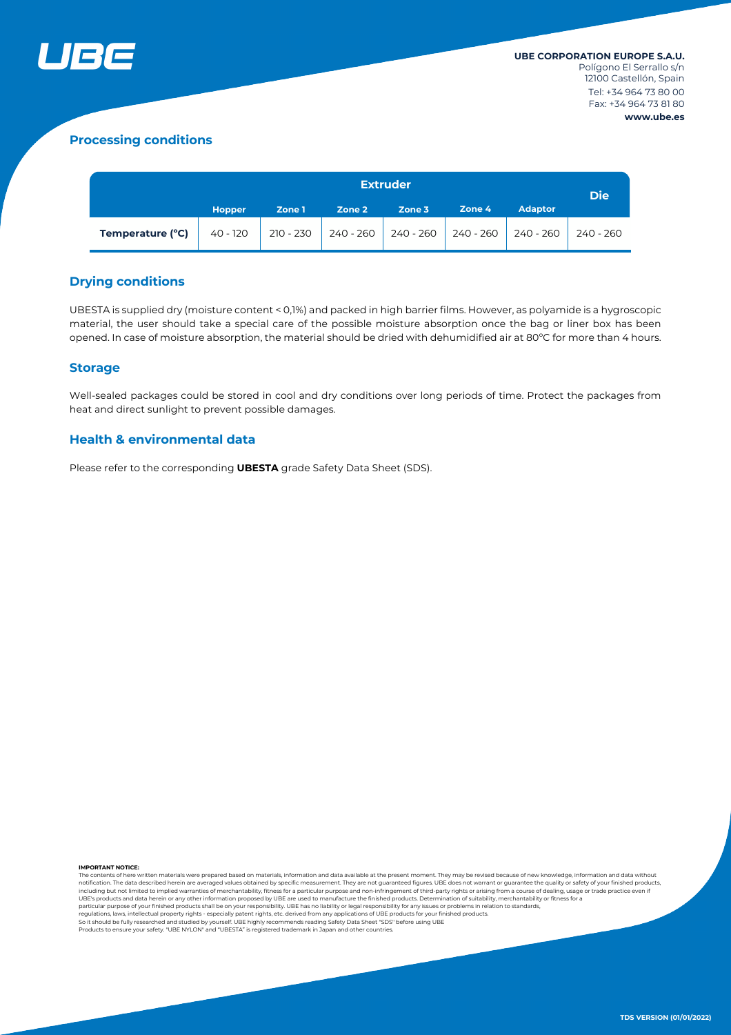**UBE CORPORATION EUROPE S.A.U.**
Polígono El Serrallo s/n
12100 Castellón, Spain
Tel: +34 964 73 80 00
Fax: +34 964 73 81 80
**www.ube.es**

## Processing conditions

| | Extruder | | | | | | Die |
|---|---|---|---|---|---|---|---|
| | Hopper | Zone 1 | Zone 2 | Zone 3 | Zone 4 | Adaptor | |
| **Temperature (°C)** | 40 - 120 | 210 - 230 | 240 - 260 | 240 - 260 | 240 - 260 | 240 - 260 | 240 - 260 |

## Drying conditions

UBESTA is supplied dry (moisture content < 0,1%) and packed in high barrier films. However, as polyamide is a hygroscopic material, the user should take a special care of the possible moisture absorption once the bag or liner box has been opened. In case of moisture absorption, the material should be dried with dehumidified air at 80°C for more than 4 hours.

## Storage

Well-sealed packages could be stored in cool and dry conditions over long periods of time. Protect the packages from heat and direct sunlight to prevent possible damages.

## Health & environmental data

Please refer to the corresponding **UBESTA** grade Safety Data Sheet (SDS).

**IMPORTANT NOTICE:**
The contents of here written materials were prepared based on materials, information and data available at the present moment. They may be revised because of new knowledge, information and data without notification. The data described herein are averaged values obtained by specific measurement. They are not guaranteed figures. UBE does not warrant or guarantee the quality or safety of your finished products, including but not limited to implied warranties of merchantability, fitness for a particular purpose and non-infringement of third-party rights or arising from a course of dealing, usage or trade practice even if UBE's products and data herein or any other information proposed by UBE are used to manufacture the finished products. Determination of suitability, merchantability or fitness for a particular purpose of your finished products shall be on your responsibility. UBE has no liability or legal responsibility for any issues or problems in relation to standards, regulations, laws, intellectual property rights - especially patent rights, etc. derived from any applications of UBE products for your finished products.
So it should be fully researched and studied by yourself. UBE highly recommends reading Safety Data Sheet "SDS" before using UBE Products to ensure your safety. "UBE NYLON" and "UBESTA" is registered trademark in Japan and other countries.

TDS VERSION (01/01/2022)